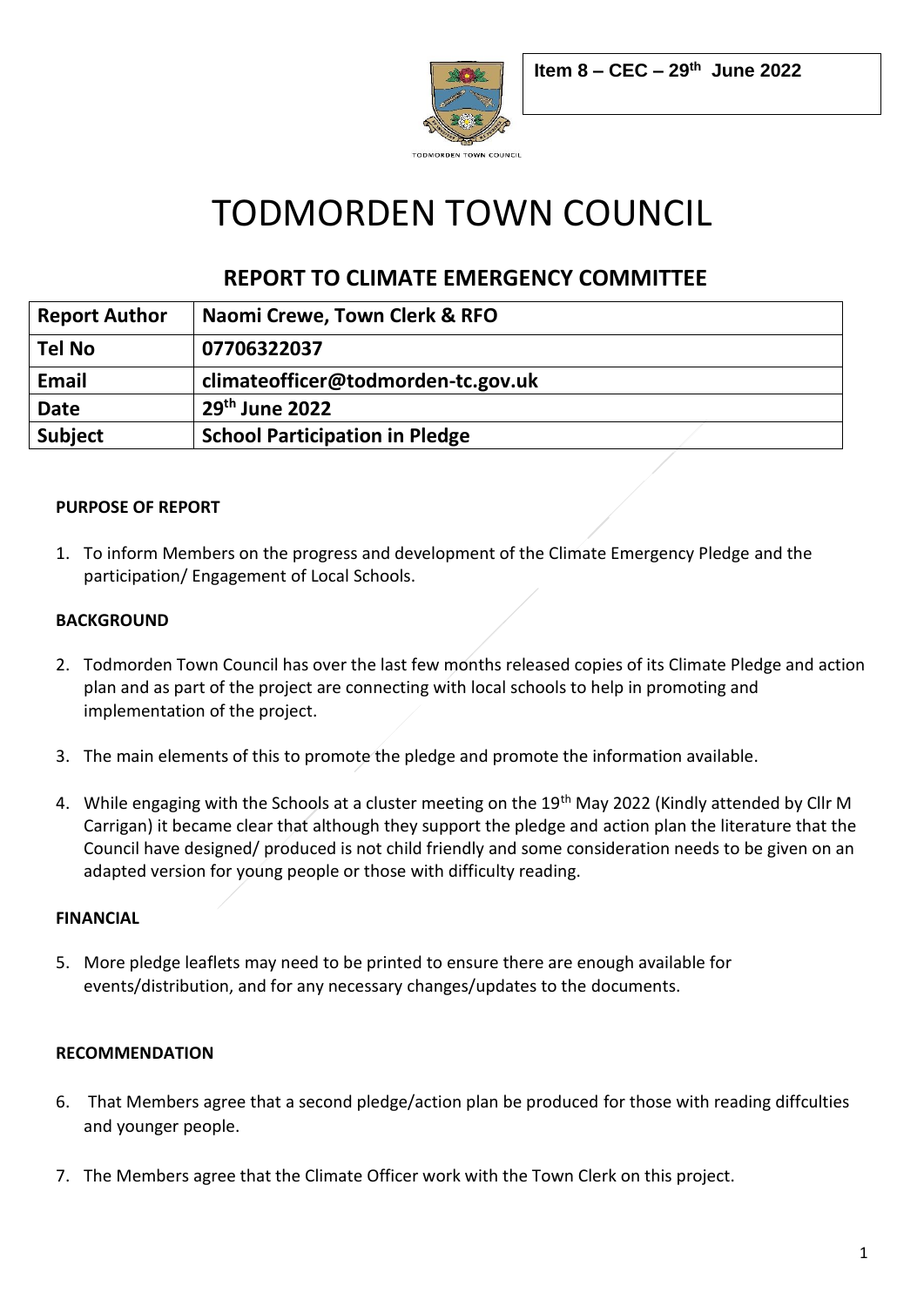Item 8 – CEC – 29th June 2022

TODMORDEN TOWN COUNCIL

# TODMORDEN TOWN COUNCIL

## REPORT TO CLIMATE EMERGENCY COMMITTEE

| Report Author | Naomi Crewe, Town Clerk & RFO |
|---|---|
| Tel No | 07706322037 |
| Email | climateofficer@todmorden-tc.gov.uk |
| Date | 29th June 2022 |
| Subject | School Participation in Pledge |

**PURPOSE OF REPORT**

1. To inform Members on the progress and development of the Climate Emergency Pledge and the participation/ Engagement of Local Schools.

**BACKGROUND**

2. Todmorden Town Council has over the last few months released copies of its Climate Pledge and action plan and as part of the project are connecting with local schools to help in promoting and implementation of the project.

3. The main elements of this to promote the pledge and promote the information available.

4. While engaging with the Schools at a cluster meeting on the 19th May 2022 (Kindly attended by Cllr M Carrigan) it became clear that although they support the pledge and action plan the literature that the Council have designed/ produced is not child friendly and some consideration needs to be given on an adapted version for young people or those with difficulty reading.

**FINANCIAL**

5. More pledge leaflets may need to be printed to ensure there are enough available for events/distribution, and for any necessary changes/updates to the documents.

**RECOMMENDATION**

6. That Members agree that a second pledge/action plan be produced for those with reading diffculties and younger people.

7. The Members agree that the Climate Officer work with the Town Clerk on this project.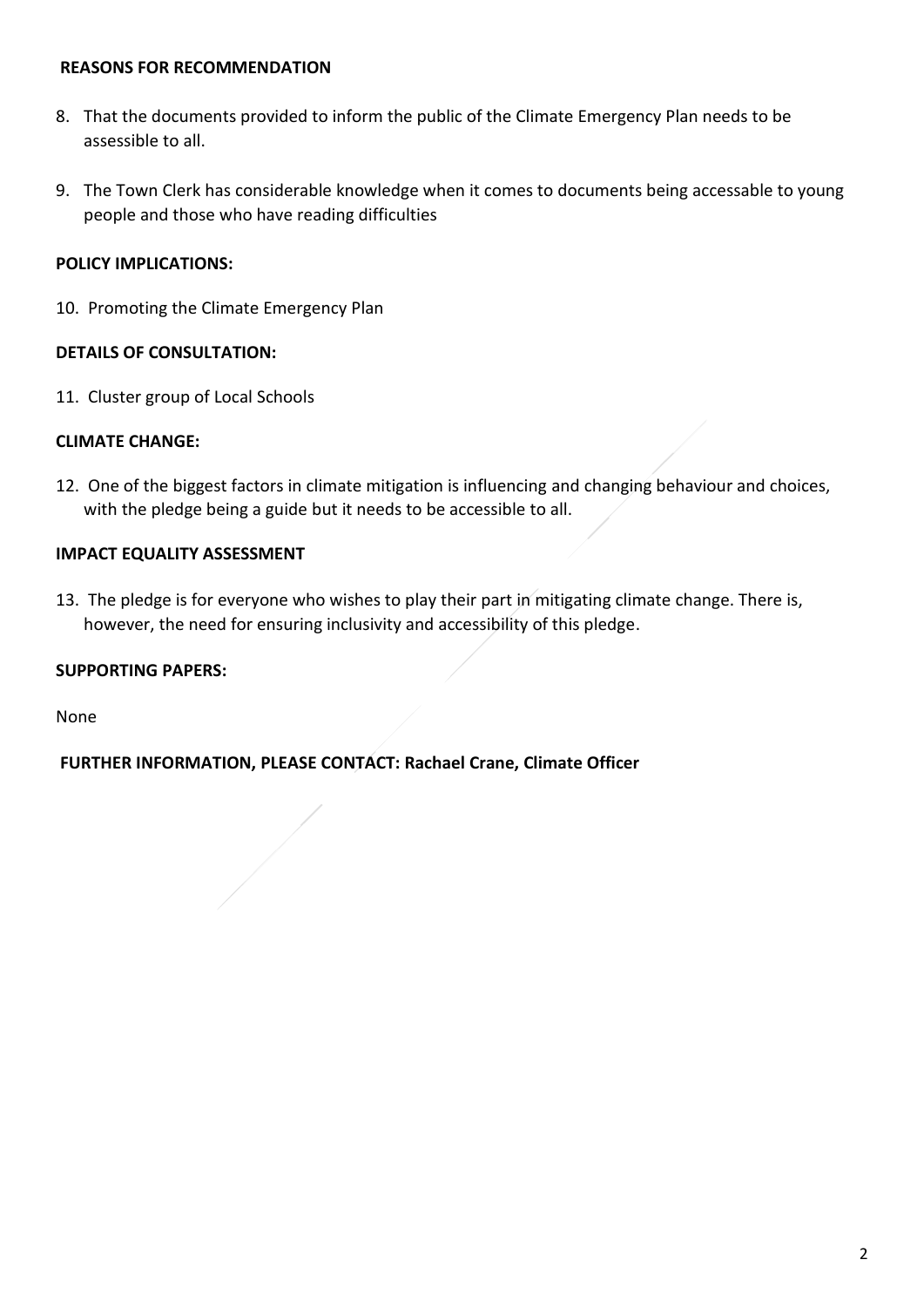## REASONS FOR RECOMMENDATION

8. That the documents provided to inform the public of the Climate Emergency Plan needs to be assessible to all.
9. The Town Clerk has considerable knowledge when it comes to documents being accessable to young people and those who have reading difficulties

## POLICY IMPLICATIONS:

10. Promoting the Climate Emergency Plan

## DETAILS OF CONSULTATION:

11. Cluster group of Local Schools

## CLIMATE CHANGE:

12. One of the biggest factors in climate mitigation is influencing and changing behaviour and choices, with the pledge being a guide but it needs to be accessible to all.

## IMPACT EQUALITY ASSESSMENT

13. The pledge is for everyone who wishes to play their part in mitigating climate change. There is, however, the need for ensuring inclusivity and accessibility of this pledge.

## SUPPORTING PAPERS:

None

**FURTHER INFORMATION, PLEASE CONTACT: Rachael Crane, Climate Officer**